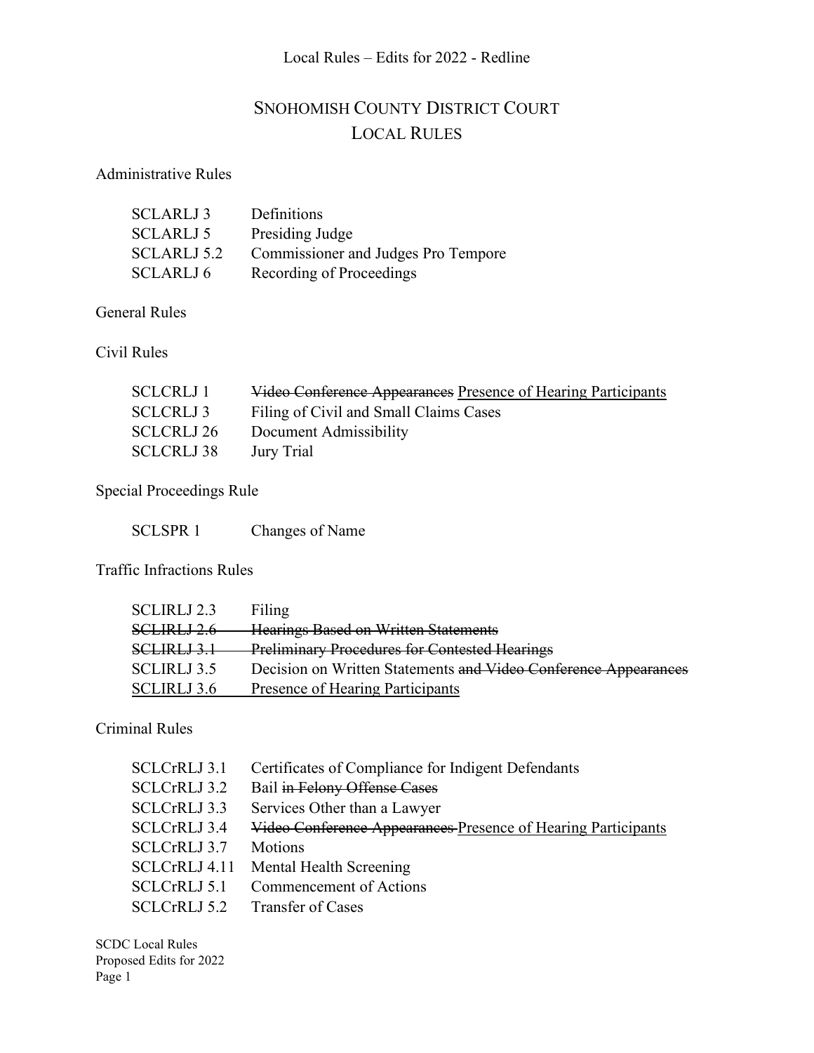Local Rules – Edits for 2022 - Redline

# SNOHOMISH COUNTY DISTRICT COURT
# LOCAL RULES

## Administrative Rules

| | |
|---|---|
| SCLARLJ 3 | Definitions |
| SCLARLJ 5 | Presiding Judge |
| SCLARLJ 5.2 | Commissioner and Judges Pro Tempore |
| SCLARLJ 6 | Recording of Proceedings |

## General Rules

## Civil Rules

| | |
|---|---|
| SCLCRLJ 1 | ~~Video Conference Appearances~~ <u>Presence of Hearing Participants</u> |
| SCLCRLJ 3 | Filing of Civil and Small Claims Cases |
| SCLCRLJ 26 | Document Admissibility |
| SCLCRLJ 38 | Jury Trial |

## Special Proceedings Rule

| | |
|---|---|
| SCLSPR 1 | Changes of Name |

## Traffic Infractions Rules

| | |
|---|---|
| SCLIRLJ 2.3 | Filing |
| ~~SCLIRLJ 2.6~~ | ~~Hearings Based on Written Statements~~ |
| ~~SCLIRLJ 3.1~~ | ~~Preliminary Procedures for Contested Hearings~~ |
| SCLIRLJ 3.5 | Decision on Written Statements ~~and Video Conference Appearances~~ |
| <u>SCLIRLJ 3.6</u> | <u>Presence of Hearing Participants</u> |

## Criminal Rules

| | |
|---|---|
| SCLCrRLJ 3.1 | Certificates of Compliance for Indigent Defendants |
| SCLCrRLJ 3.2 | Bail ~~in Felony Offense Cases~~ |
| SCLCrRLJ 3.3 | Services Other than a Lawyer |
| SCLCrRLJ 3.4 | ~~Video Conference Appearances~~ <u>Presence of Hearing Participants</u> |
| SCLCrRLJ 3.7 | Motions |
| SCLCrRLJ 4.11 | Mental Health Screening |
| SCLCrRLJ 5.1 | Commencement of Actions |
| SCLCrRLJ 5.2 | Transfer of Cases |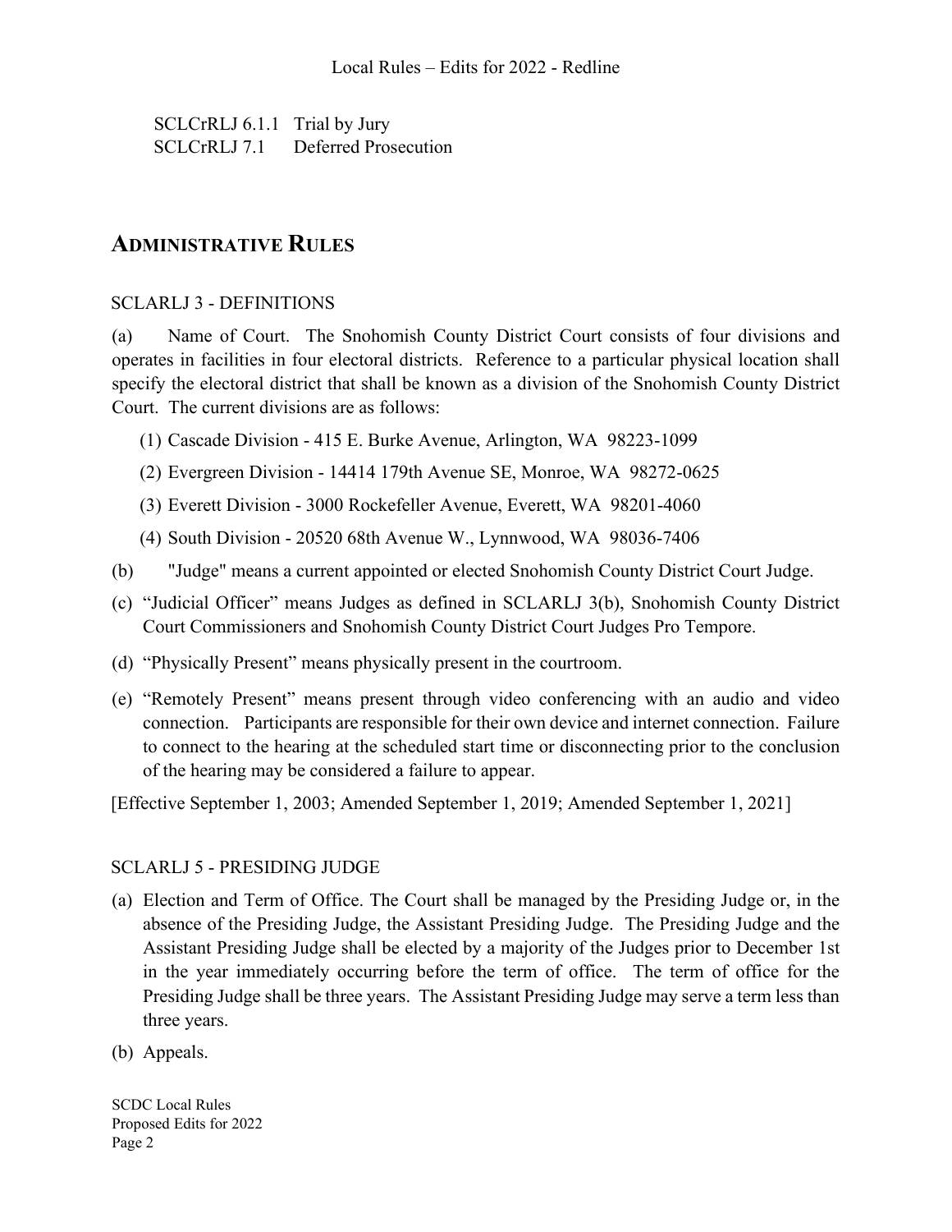SCLCrRLJ 6.1.1 Trial by Jury
SCLCrRLJ 7.1 Deferred Prosecution

## ADMINISTRATIVE RULES

SCLARLJ 3 - DEFINITIONS

(a) Name of Court. The Snohomish County District Court consists of four divisions and operates in facilities in four electoral districts. Reference to a particular physical location shall specify the electoral district that shall be known as a division of the Snohomish County District Court. The current divisions are as follows:

(1) Cascade Division - 415 E. Burke Avenue, Arlington, WA 98223-1099

(2) Evergreen Division - 14414 179th Avenue SE, Monroe, WA 98272-0625

(3) Everett Division - 3000 Rockefeller Avenue, Everett, WA 98201-4060

(4) South Division - 20520 68th Avenue W., Lynnwood, WA 98036-7406

(b) "Judge" means a current appointed or elected Snohomish County District Court Judge.

(c) "Judicial Officer" means Judges as defined in SCLARLJ 3(b), Snohomish County District Court Commissioners and Snohomish County District Court Judges Pro Tempore.

(d) "Physically Present" means physically present in the courtroom.

(e) "Remotely Present" means present through video conferencing with an audio and video connection. Participants are responsible for their own device and internet connection. Failure to connect to the hearing at the scheduled start time or disconnecting prior to the conclusion of the hearing may be considered a failure to appear.

[Effective September 1, 2003; Amended September 1, 2019; Amended September 1, 2021]

SCLARLJ 5 - PRESIDING JUDGE

(a) Election and Term of Office. The Court shall be managed by the Presiding Judge or, in the absence of the Presiding Judge, the Assistant Presiding Judge. The Presiding Judge and the Assistant Presiding Judge shall be elected by a majority of the Judges prior to December 1st in the year immediately occurring before the term of office. The term of office for the Presiding Judge shall be three years. The Assistant Presiding Judge may serve a term less than three years.

(b) Appeals.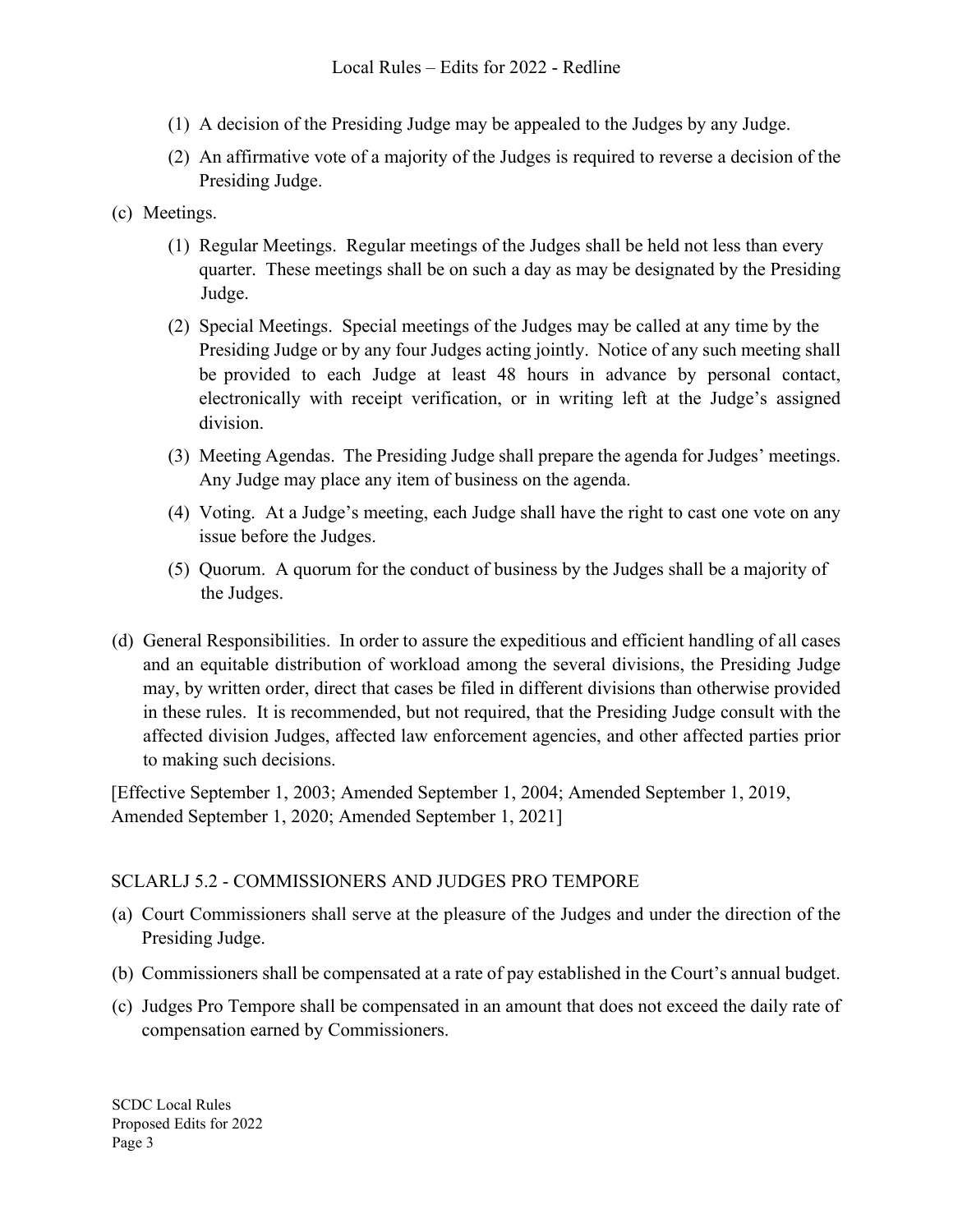(1) A decision of the Presiding Judge may be appealed to the Judges by any Judge.

(2) An affirmative vote of a majority of the Judges is required to reverse a decision of the Presiding Judge.

(c) Meetings.

(1) Regular Meetings. Regular meetings of the Judges shall be held not less than every quarter. These meetings shall be on such a day as may be designated by the Presiding Judge.

(2) Special Meetings. Special meetings of the Judges may be called at any time by the Presiding Judge or by any four Judges acting jointly. Notice of any such meeting shall be provided to each Judge at least 48 hours in advance by personal contact, electronically with receipt verification, or in writing left at the Judge's assigned division.

(3) Meeting Agendas. The Presiding Judge shall prepare the agenda for Judges' meetings. Any Judge may place any item of business on the agenda.

(4) Voting. At a Judge's meeting, each Judge shall have the right to cast one vote on any issue before the Judges.

(5) Quorum. A quorum for the conduct of business by the Judges shall be a majority of the Judges.

(d) General Responsibilities. In order to assure the expeditious and efficient handling of all cases and an equitable distribution of workload among the several divisions, the Presiding Judge may, by written order, direct that cases be filed in different divisions than otherwise provided in these rules. It is recommended, but not required, that the Presiding Judge consult with the affected division Judges, affected law enforcement agencies, and other affected parties prior to making such decisions.

[Effective September 1, 2003; Amended September 1, 2004; Amended September 1, 2019, Amended September 1, 2020; Amended September 1, 2021]

## SCLARLJ 5.2 - COMMISSIONERS AND JUDGES PRO TEMPORE

(a) Court Commissioners shall serve at the pleasure of the Judges and under the direction of the Presiding Judge.

(b) Commissioners shall be compensated at a rate of pay established in the Court's annual budget.

(c) Judges Pro Tempore shall be compensated in an amount that does not exceed the daily rate of compensation earned by Commissioners.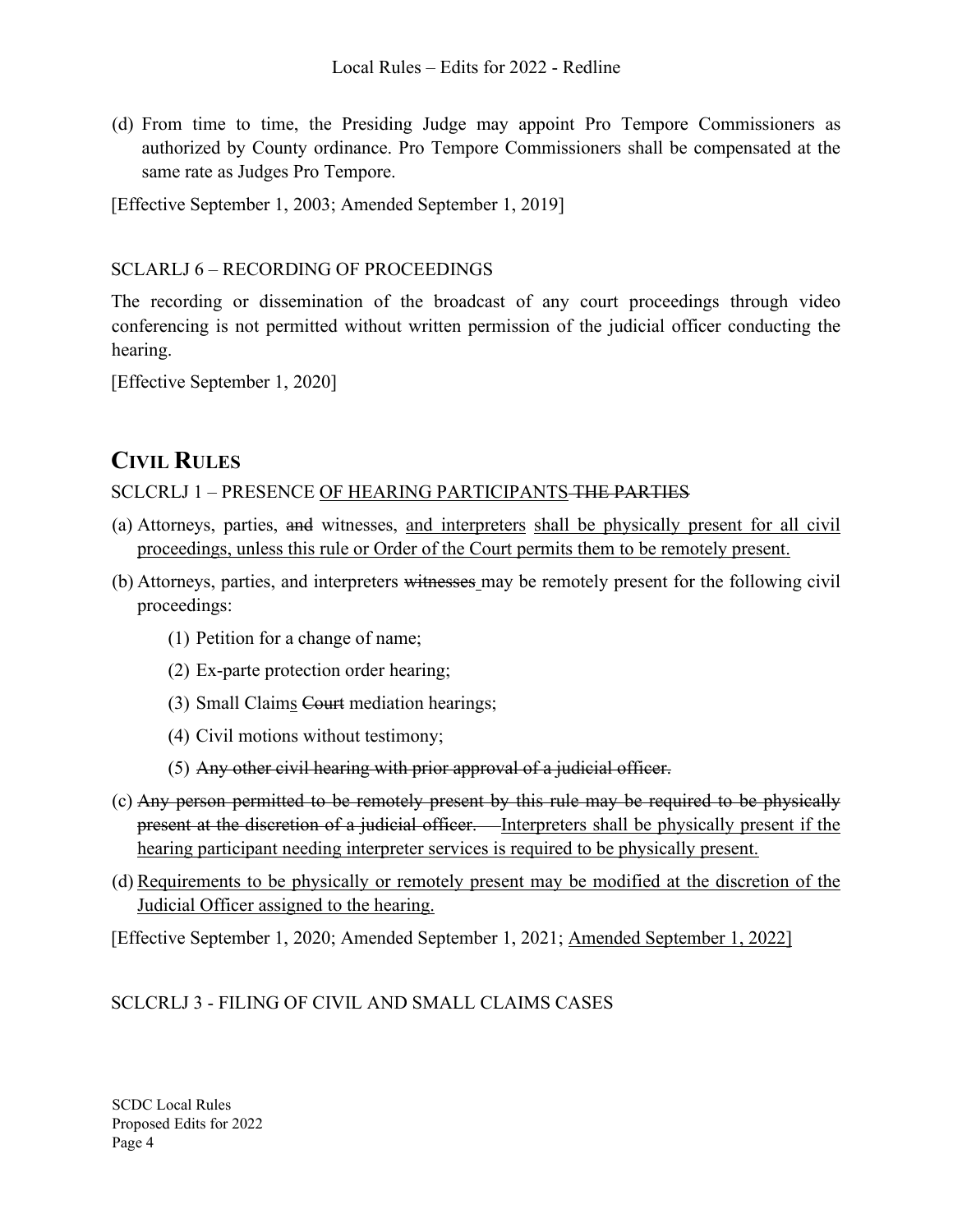(d) From time to time, the Presiding Judge may appoint Pro Tempore Commissioners as authorized by County ordinance. Pro Tempore Commissioners shall be compensated at the same rate as Judges Pro Tempore.

[Effective September 1, 2003; Amended September 1, 2019]

SCLARLJ 6 – RECORDING OF PROCEEDINGS

The recording or dissemination of the broadcast of any court proceedings through video conferencing is not permitted without written permission of the judicial officer conducting the hearing.

[Effective September 1, 2020]

## CIVIL RULES

SCLCRLJ 1 – PRESENCE <u>OF HEARING PARTICIPANTS</u> ~~THE PARTIES~~

(a) Attorneys, parties, ~~and~~ witnesses, <u>and interpreters</u> <u>shall be physically present for all civil proceedings, unless this rule or Order of the Court permits them to be remotely present.</u>

(b) Attorneys, parties, and interpreters ~~witnesses~~ may be remotely present for the following civil proceedings:

(1) Petition for a change of name;

(2) Ex-parte protection order hearing;

(3) Small Claim<u>s</u> ~~Court~~ mediation hearings;

(4) Civil motions without testimony;

(5) ~~Any other civil hearing with prior approval of a judicial officer.~~

(c) ~~Any person permitted to be remotely present by this rule may be required to be physically present at the discretion of a judicial officer.~~ <u>Interpreters shall be physically present if the hearing participant needing interpreter services is required to be physically present.</u>

(d) <u>Requirements to be physically or remotely present may be modified at the discretion of the Judicial Officer assigned to the hearing.</u>

[Effective September 1, 2020; Amended September 1, 2021; <u>Amended September 1, 2022</u>]

SCLCRLJ 3 - FILING OF CIVIL AND SMALL CLAIMS CASES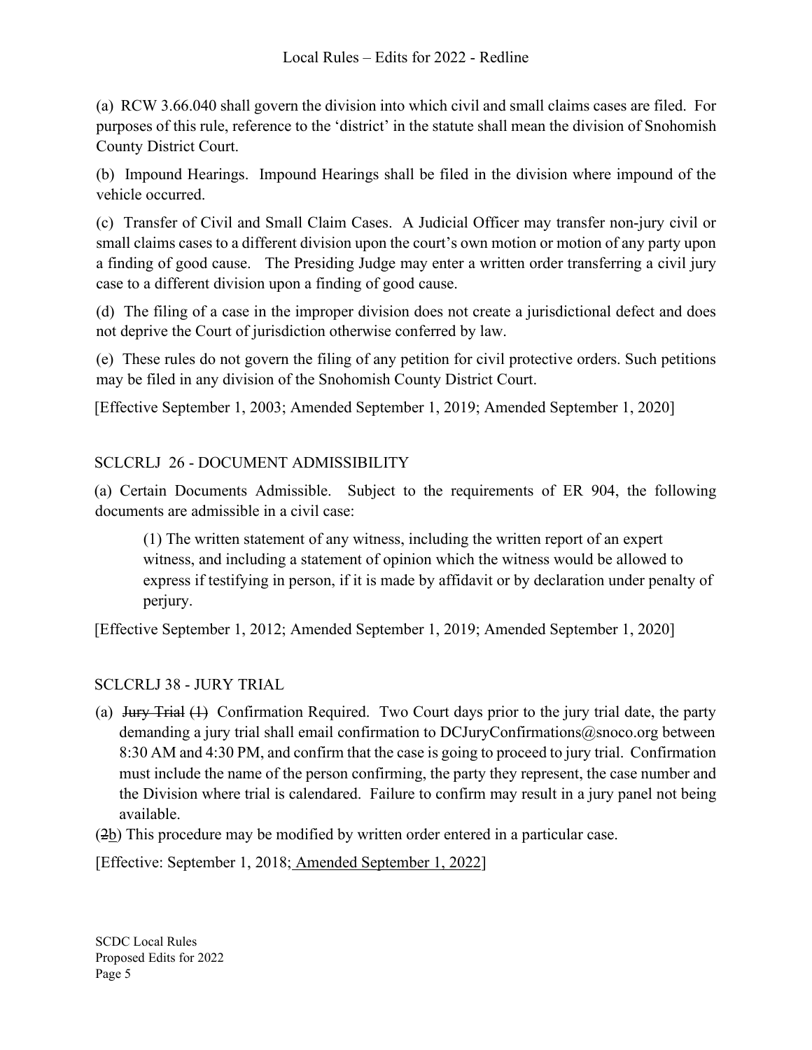(a) RCW 3.66.040 shall govern the division into which civil and small claims cases are filed. For purposes of this rule, reference to the 'district' in the statute shall mean the division of Snohomish County District Court.

(b) Impound Hearings. Impound Hearings shall be filed in the division where impound of the vehicle occurred.

(c) Transfer of Civil and Small Claim Cases. A Judicial Officer may transfer non-jury civil or small claims cases to a different division upon the court's own motion or motion of any party upon a finding of good cause. The Presiding Judge may enter a written order transferring a civil jury case to a different division upon a finding of good cause.

(d) The filing of a case in the improper division does not create a jurisdictional defect and does not deprive the Court of jurisdiction otherwise conferred by law.

(e) These rules do not govern the filing of any petition for civil protective orders. Such petitions may be filed in any division of the Snohomish County District Court.

[Effective September 1, 2003; Amended September 1, 2019; Amended September 1, 2020]

## SCLCRLJ 26 - DOCUMENT ADMISSIBILITY

(a) Certain Documents Admissible. Subject to the requirements of ER 904, the following documents are admissible in a civil case:

> (1) The written statement of any witness, including the written report of an expert witness, and including a statement of opinion which the witness would be allowed to express if testifying in person, if it is made by affidavit or by declaration under penalty of perjury.

[Effective September 1, 2012; Amended September 1, 2019; Amended September 1, 2020]

## SCLCRLJ 38 - JURY TRIAL

(a) ~~Jury Trial (1)~~ Confirmation Required. Two Court days prior to the jury trial date, the party demanding a jury trial shall email confirmation to DCJuryConfirmations@snoco.org between 8:30 AM and 4:30 PM, and confirm that the case is going to proceed to jury trial. Confirmation must include the name of the person confirming, the party they represent, the case number and the Division where trial is calendared. Failure to confirm may result in a jury panel not being available.

(~~2~~<u>b</u>) This procedure may be modified by written order entered in a particular case.

[Effective: September 1, 2018<u>; Amended September 1, 2022</u>]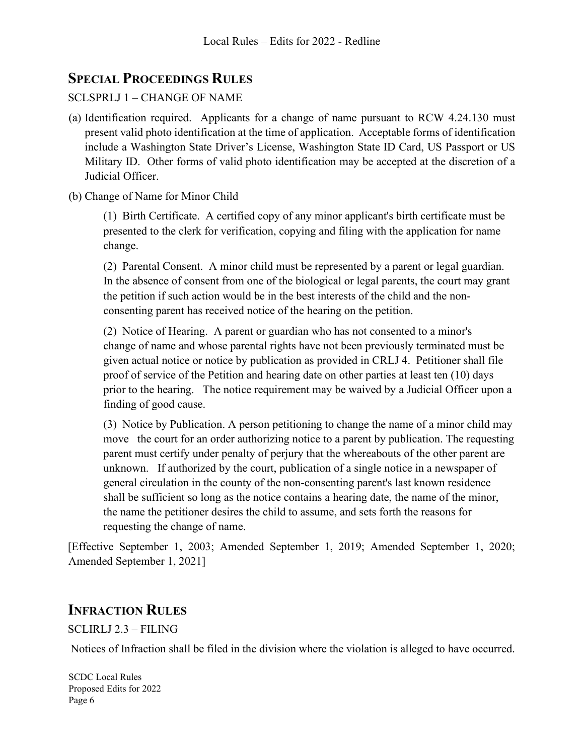## SPECIAL PROCEEDINGS RULES

SCLSPRLJ 1 – CHANGE OF NAME

(a) Identification required. Applicants for a change of name pursuant to RCW 4.24.130 must present valid photo identification at the time of application. Acceptable forms of identification include a Washington State Driver's License, Washington State ID Card, US Passport or US Military ID. Other forms of valid photo identification may be accepted at the discretion of a Judicial Officer.

(b) Change of Name for Minor Child

(1) Birth Certificate. A certified copy of any minor applicant's birth certificate must be presented to the clerk for verification, copying and filing with the application for name change.

(2) Parental Consent. A minor child must be represented by a parent or legal guardian. In the absence of consent from one of the biological or legal parents, the court may grant the petition if such action would be in the best interests of the child and the non-consenting parent has received notice of the hearing on the petition.

(2) Notice of Hearing. A parent or guardian who has not consented to a minor's change of name and whose parental rights have not been previously terminated must be given actual notice or notice by publication as provided in CRLJ 4. Petitioner shall file proof of service of the Petition and hearing date on other parties at least ten (10) days prior to the hearing. The notice requirement may be waived by a Judicial Officer upon a finding of good cause.

(3) Notice by Publication. A person petitioning to change the name of a minor child may move the court for an order authorizing notice to a parent by publication. The requesting parent must certify under penalty of perjury that the whereabouts of the other parent are unknown. If authorized by the court, publication of a single notice in a newspaper of general circulation in the county of the non-consenting parent's last known residence shall be sufficient so long as the notice contains a hearing date, the name of the minor, the name the petitioner desires the child to assume, and sets forth the reasons for requesting the change of name.

[Effective September 1, 2003; Amended September 1, 2019; Amended September 1, 2020; Amended September 1, 2021]

## INFRACTION RULES

SCLIRLJ 2.3 – FILING

Notices of Infraction shall be filed in the division where the violation is alleged to have occurred.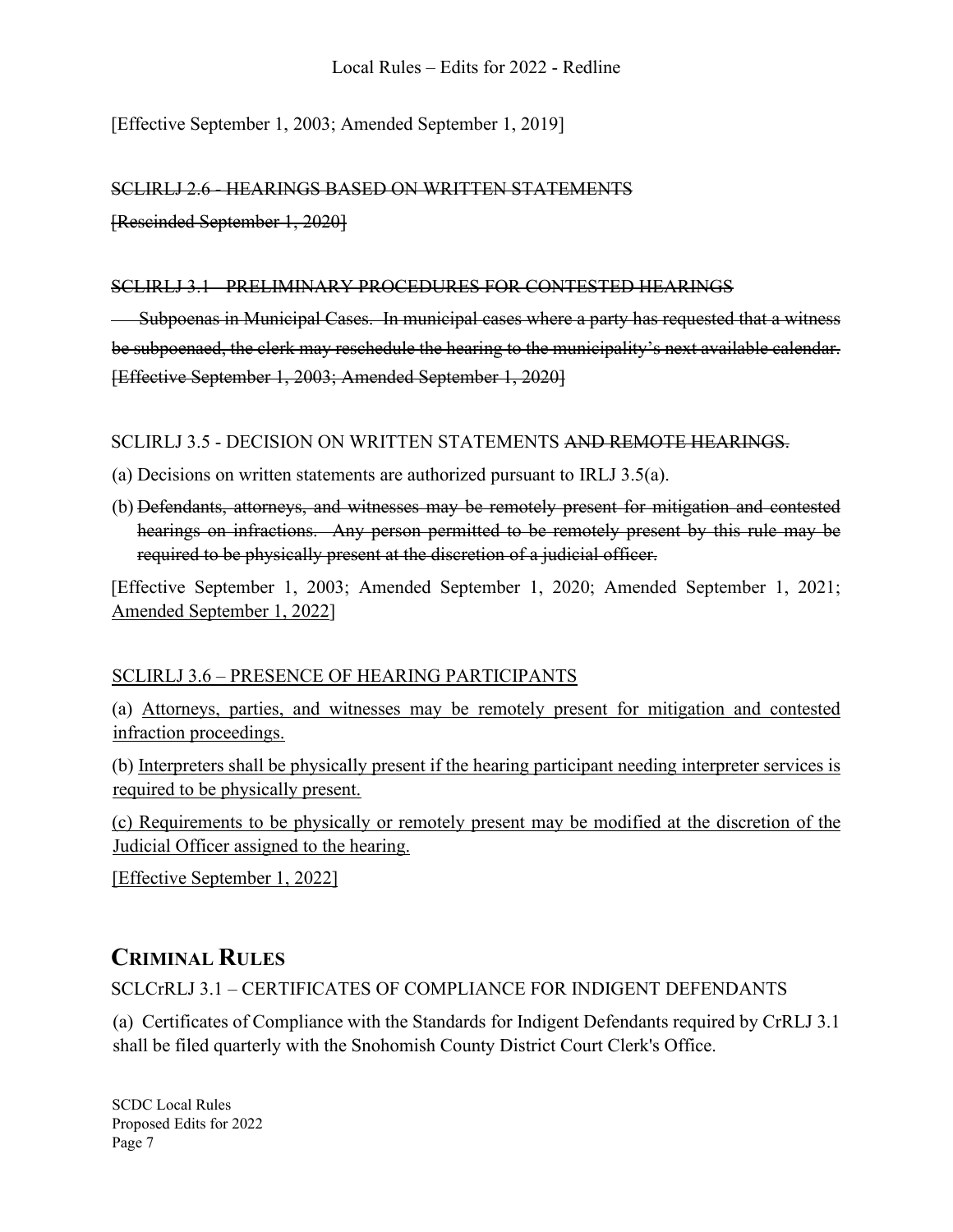[Effective September 1, 2003; Amended September 1, 2019]

~~SCLIRLJ 2.6 - HEARINGS BASED ON WRITTEN STATEMENTS~~

~~[Rescinded September 1, 2020]~~

~~SCLIRLJ 3.1 - PRELIMINARY PROCEDURES FOR CONTESTED HEARINGS~~

~~Subpoenas in Municipal Cases. In municipal cases where a party has requested that a witness be subpoenaed, the clerk may reschedule the hearing to the municipality's next available calendar. [Effective September 1, 2003; Amended September 1, 2020]~~

SCLIRLJ 3.5 - DECISION ON WRITTEN STATEMENTS ~~AND REMOTE HEARINGS.~~

(a) Decisions on written statements are authorized pursuant to IRLJ 3.5(a).

(b) ~~Defendants, attorneys, and witnesses may be remotely present for mitigation and contested hearings on infractions. Any person permitted to be remotely present by this rule may be required to be physically present at the discretion of a judicial officer.~~

[Effective September 1, 2003; Amended September 1, 2020; Amended September 1, 2021; <u>Amended September 1, 2022</u>]

<u>SCLIRLJ 3.6 – PRESENCE OF HEARING PARTICIPANTS</u>

(a) <u>Attorneys, parties, and witnesses may be remotely present for mitigation and contested infraction proceedings.</u>

(b) <u>Interpreters shall be physically present if the hearing participant needing interpreter services is required to be physically present.</u>

<u>(c) Requirements to be physically or remotely present may be modified at the discretion of the Judicial Officer assigned to the hearing.</u>

<u>[Effective September 1, 2022]</u>

## CRIMINAL RULES

SCLCrRLJ 3.1 – CERTIFICATES OF COMPLIANCE FOR INDIGENT DEFENDANTS

(a) Certificates of Compliance with the Standards for Indigent Defendants required by CrRLJ 3.1 shall be filed quarterly with the Snohomish County District Court Clerk's Office.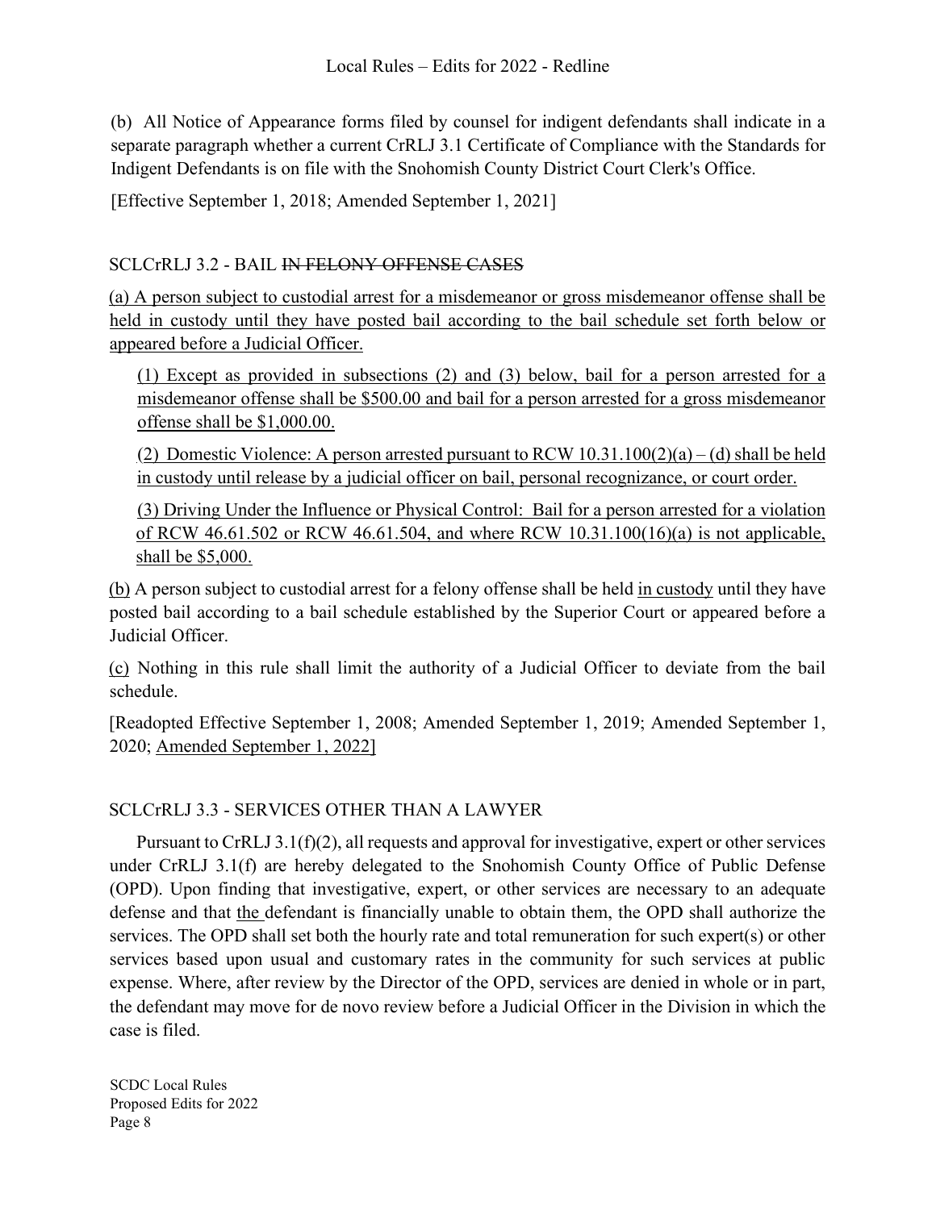(b) All Notice of Appearance forms filed by counsel for indigent defendants shall indicate in a separate paragraph whether a current CrRLJ 3.1 Certificate of Compliance with the Standards for Indigent Defendants is on file with the Snohomish County District Court Clerk's Office.

[Effective September 1, 2018; Amended September 1, 2021]

## SCLCrRLJ 3.2 - BAIL ~~IN FELONY OFFENSE CASES~~

<u>(a) A person subject to custodial arrest for a misdemeanor or gross misdemeanor offense shall be held in custody until they have posted bail according to the bail schedule set forth below or appeared before a Judicial Officer.</u>

<u>(1) Except as provided in subsections (2) and (3) below, bail for a person arrested for a misdemeanor offense shall be $500.00 and bail for a person arrested for a gross misdemeanor offense shall be $1,000.00.</u>

<u>(2) Domestic Violence: A person arrested pursuant to RCW 10.31.100(2)(a) – (d) shall be held in custody until release by a judicial officer on bail, personal recognizance, or court order.</u>

<u>(3) Driving Under the Influence or Physical Control: Bail for a person arrested for a violation of RCW 46.61.502 or RCW 46.61.504, and where RCW 10.31.100(16)(a) is not applicable, shall be $5,000.</u>

<u>(b)</u> A person subject to custodial arrest for a felony offense shall be held <u>in custody</u> until they have posted bail according to a bail schedule established by the Superior Court or appeared before a Judicial Officer.

<u>(c)</u> Nothing in this rule shall limit the authority of a Judicial Officer to deviate from the bail schedule.

[Readopted Effective September 1, 2008; Amended September 1, 2019; Amended September 1, 2020; <u>Amended September 1, 2022</u>]

## SCLCrRLJ 3.3 - SERVICES OTHER THAN A LAWYER

Pursuant to CrRLJ 3.1(f)(2), all requests and approval for investigative, expert or other services under CrRLJ 3.1(f) are hereby delegated to the Snohomish County Office of Public Defense (OPD). Upon finding that investigative, expert, or other services are necessary to an adequate defense and that <u>the</u> defendant is financially unable to obtain them, the OPD shall authorize the services. The OPD shall set both the hourly rate and total remuneration for such expert(s) or other services based upon usual and customary rates in the community for such services at public expense. Where, after review by the Director of the OPD, services are denied in whole or in part, the defendant may move for de novo review before a Judicial Officer in the Division in which the case is filed.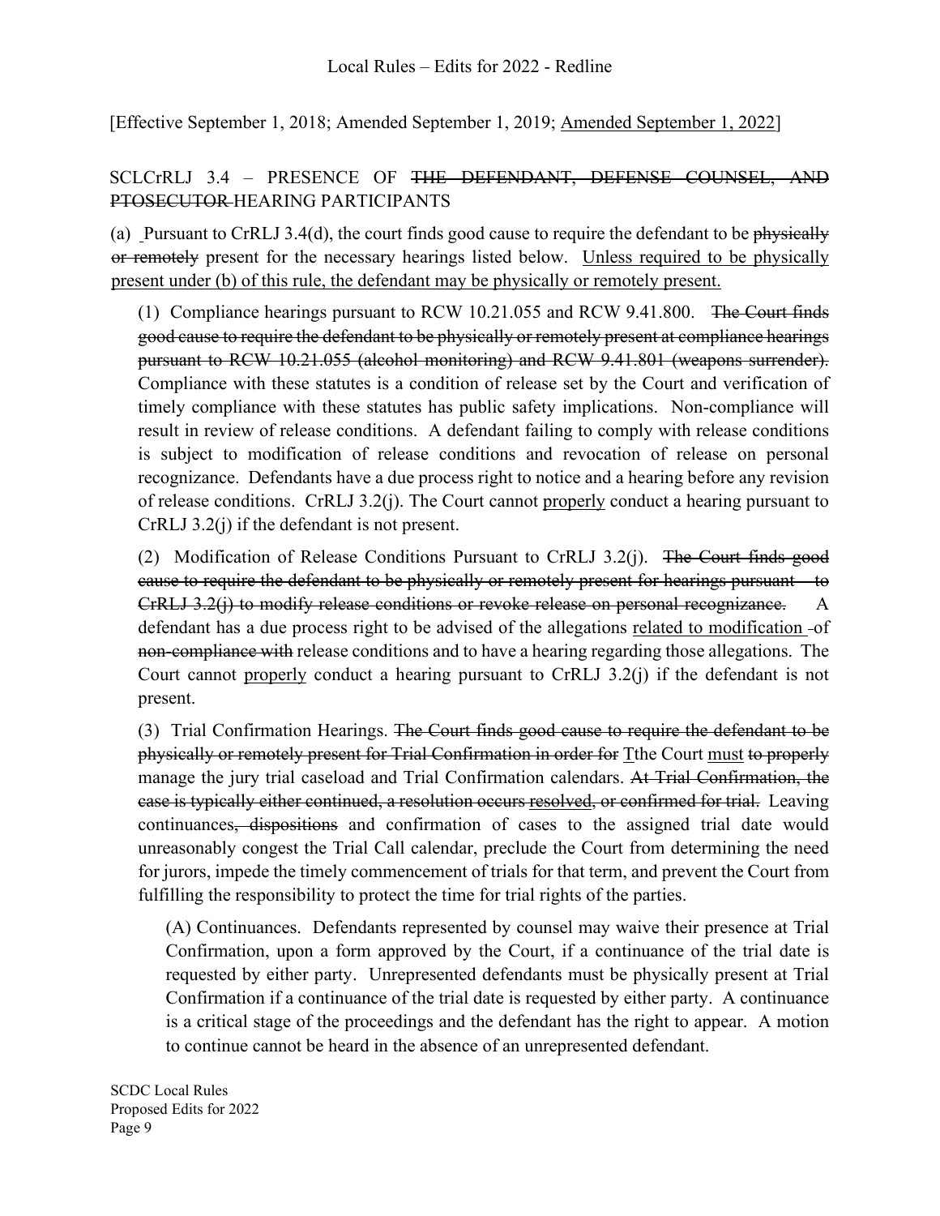[Effective September 1, 2018; Amended September 1, 2019; <u>Amended September 1, 2022</u>]

## SCLCrRLJ 3.4 – PRESENCE OF ~~THE DEFENDANT, DEFENSE COUNSEL, AND PTOSECUTOR~~ HEARING PARTICIPANTS

(a) Pursuant to CrRLJ 3.4(d), the court finds good cause to require the defendant to be ~~physically or remotely~~ present for the necessary hearings listed below. <u>Unless required to be physically present under (b) of this rule, the defendant may be physically or remotely present.</u>

(1) Compliance hearings pursuant to RCW 10.21.055 and RCW 9.41.800. ~~The Court finds good cause to require the defendant to be physically or remotely present at compliance hearings pursuant to RCW 10.21.055 (alcohol monitoring) and RCW 9.41.801 (weapons surrender).~~ Compliance with these statutes is a condition of release set by the Court and verification of timely compliance with these statutes has public safety implications. Non-compliance will result in review of release conditions. A defendant failing to comply with release conditions is subject to modification of release conditions and revocation of release on personal recognizance. Defendants have a due process right to notice and a hearing before any revision of release conditions. CrRLJ 3.2(j). The Court cannot <u>properly</u> conduct a hearing pursuant to CrRLJ 3.2(j) if the defendant is not present.

(2) Modification of Release Conditions Pursuant to CrRLJ 3.2(j). ~~The Court finds good cause to require the defendant to be physically or remotely present for hearings pursuant to CrRLJ 3.2(j) to modify release conditions or revoke release on personal recognizance.~~ A defendant has a due process right to be advised of the allegations <u>related to modification</u> of ~~non-compliance with~~ release conditions and to have a hearing regarding those allegations. The Court cannot <u>properly</u> conduct a hearing pursuant to CrRLJ 3.2(j) if the defendant is not present.

(3) Trial Confirmation Hearings. ~~The Court finds good cause to require the defendant to be physically or remotely present for Trial Confirmation in order for~~ <u>T</u>the Court <u>must</u> ~~to properly~~ manage the jury trial caseload and Trial Confirmation calendars. ~~At Trial Confirmation, the case is typically either continued, a resolution occurs~~ <u>resolved</u>, ~~or confirmed for trial.~~ Leaving continuances~~, dispositions~~ and confirmation of cases to the assigned trial date would unreasonably congest the Trial Call calendar, preclude the Court from determining the need for jurors, impede the timely commencement of trials for that term, and prevent the Court from fulfilling the responsibility to protect the time for trial rights of the parties.

(A) Continuances. Defendants represented by counsel may waive their presence at Trial Confirmation, upon a form approved by the Court, if a continuance of the trial date is requested by either party. Unrepresented defendants must be physically present at Trial Confirmation if a continuance of the trial date is requested by either party. A continuance is a critical stage of the proceedings and the defendant has the right to appear. A motion to continue cannot be heard in the absence of an unrepresented defendant.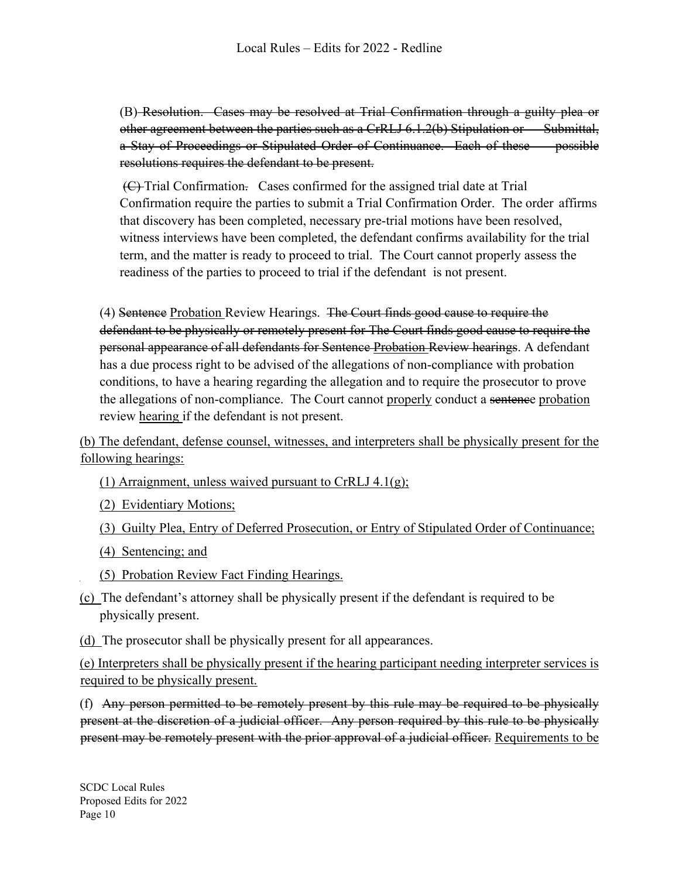(B) ~~Resolution. Cases may be resolved at Trial Confirmation through a guilty plea or other agreement between the parties such as a CrRLJ 6.1.2(b) Stipulation or Submittal, a Stay of Proceedings or Stipulated Order of Continuance. Each of these possible resolutions requires the defendant to be present.~~

~~(C)~~ Trial Confirmation~~.~~ Cases confirmed for the assigned trial date at Trial Confirmation require the parties to submit a Trial Confirmation Order. The order affirms that discovery has been completed, necessary pre-trial motions have been resolved, witness interviews have been completed, the defendant confirms availability for the trial term, and the matter is ready to proceed to trial. The Court cannot properly assess the readiness of the parties to proceed to trial if the defendant is not present.

(4) ~~Sentence~~ <u>Probation</u> Review Hearings. ~~The Court finds good cause to require the defendant to be physically or remotely present for The Court finds good cause to require the personal appearance of all defendants for Sentence~~ ~~<u>Probation</u>~~ ~~Review hearings~~. A defendant has a due process right to be advised of the allegations of non-compliance with probation conditions, to have a hearing regarding the allegation and to require the prosecutor to prove the allegations of non-compliance. The Court cannot <u>properly</u> conduct a ~~sentence~~ <u>probation</u> review <u>hearing</u> if the defendant is not present.

<u>(b) The defendant, defense counsel, witnesses, and interpreters shall be physically present for the following hearings:</u>

<u>(1) Arraignment, unless waived pursuant to CrRLJ 4.1(g);</u>

<u>(2) Evidentiary Motions;</u>

<u>(3) Guilty Plea, Entry of Deferred Prosecution, or Entry of Stipulated Order of Continuance;</u>

<u>(4) Sentencing; and</u>

<u>(5) Probation Review Fact Finding Hearings.</u>

<u>(c)</u> The defendant's attorney shall be physically present if the defendant is required to be physically present.

<u>(d)</u> The prosecutor shall be physically present for all appearances.

<u>(e) Interpreters shall be physically present if the hearing participant needing interpreter services is required to be physically present.</u>

(f) ~~Any person permitted to be remotely present by this rule may be required to be physically present at the discretion of a judicial officer. Any person required by this rule to be physically present may be remotely present with the prior approval of a judicial officer.~~ <u>Requirements to be</u>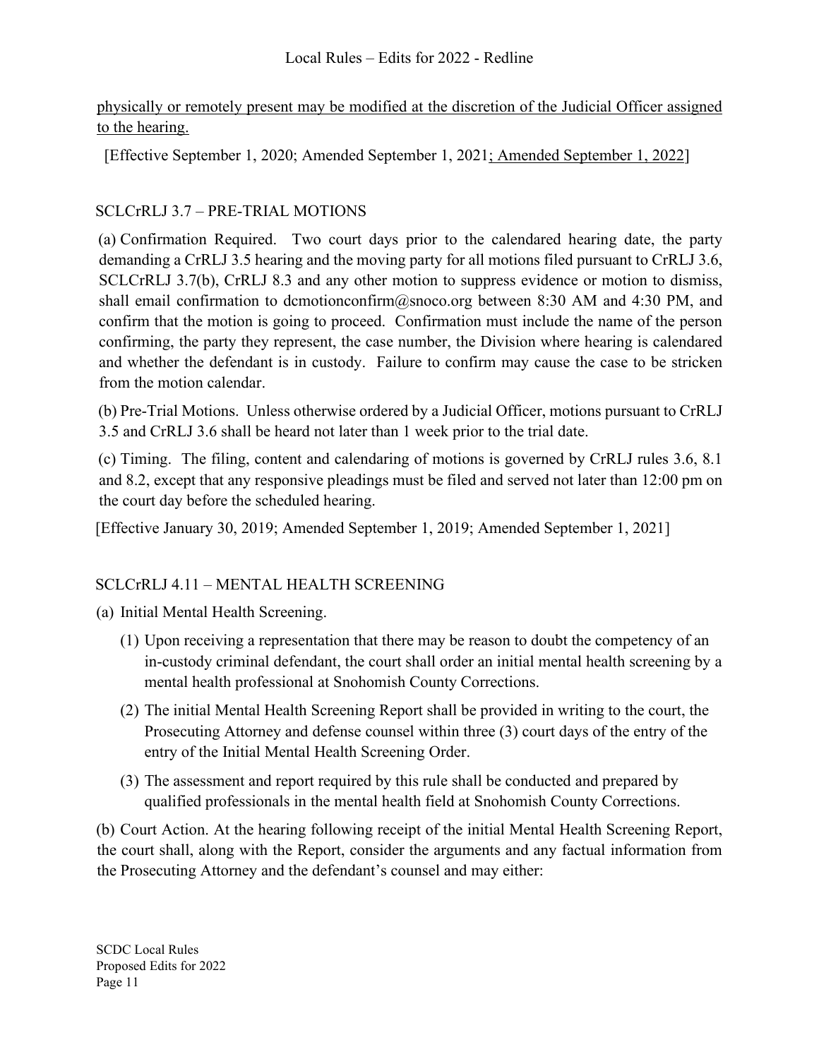physically or remotely present may be modified at the discretion of the Judicial Officer assigned to the hearing.

[Effective September 1, 2020; Amended September 1, 2021; Amended September 1, 2022]

## SCLCrRLJ 3.7 – PRE-TRIAL MOTIONS

(a) Confirmation Required. Two court days prior to the calendared hearing date, the party demanding a CrRLJ 3.5 hearing and the moving party for all motions filed pursuant to CrRLJ 3.6, SCLCrRLJ 3.7(b), CrRLJ 8.3 and any other motion to suppress evidence or motion to dismiss, shall email confirmation to dcmotionconfirm@snoco.org between 8:30 AM and 4:30 PM, and confirm that the motion is going to proceed. Confirmation must include the name of the person confirming, the party they represent, the case number, the Division where hearing is calendared and whether the defendant is in custody. Failure to confirm may cause the case to be stricken from the motion calendar.

(b) Pre-Trial Motions. Unless otherwise ordered by a Judicial Officer, motions pursuant to CrRLJ 3.5 and CrRLJ 3.6 shall be heard not later than 1 week prior to the trial date.

(c) Timing. The filing, content and calendaring of motions is governed by CrRLJ rules 3.6, 8.1 and 8.2, except that any responsive pleadings must be filed and served not later than 12:00 pm on the court day before the scheduled hearing.

[Effective January 30, 2019; Amended September 1, 2019; Amended September 1, 2021]

## SCLCrRLJ 4.11 – MENTAL HEALTH SCREENING

(a) Initial Mental Health Screening.

(1) Upon receiving a representation that there may be reason to doubt the competency of an in-custody criminal defendant, the court shall order an initial mental health screening by a mental health professional at Snohomish County Corrections.

(2) The initial Mental Health Screening Report shall be provided in writing to the court, the Prosecuting Attorney and defense counsel within three (3) court days of the entry of the entry of the Initial Mental Health Screening Order.

(3) The assessment and report required by this rule shall be conducted and prepared by qualified professionals in the mental health field at Snohomish County Corrections.

(b) Court Action. At the hearing following receipt of the initial Mental Health Screening Report, the court shall, along with the Report, consider the arguments and any factual information from the Prosecuting Attorney and the defendant's counsel and may either: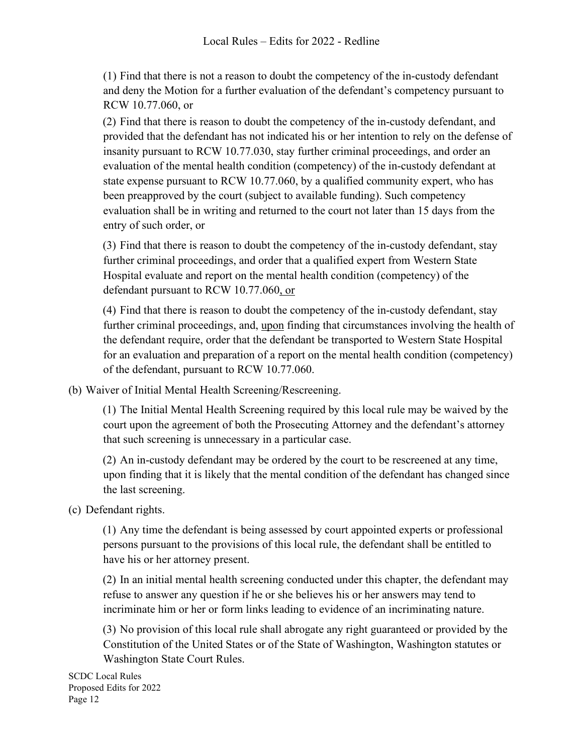(1) Find that there is not a reason to doubt the competency of the in-custody defendant and deny the Motion for a further evaluation of the defendant's competency pursuant to RCW 10.77.060, or

(2) Find that there is reason to doubt the competency of the in-custody defendant, and provided that the defendant has not indicated his or her intention to rely on the defense of insanity pursuant to RCW 10.77.030, stay further criminal proceedings, and order an evaluation of the mental health condition (competency) of the in-custody defendant at state expense pursuant to RCW 10.77.060, by a qualified community expert, who has been preapproved by the court (subject to available funding). Such competency evaluation shall be in writing and returned to the court not later than 15 days from the entry of such order, or

(3) Find that there is reason to doubt the competency of the in-custody defendant, stay further criminal proceedings, and order that a qualified expert from Western State Hospital evaluate and report on the mental health condition (competency) of the defendant pursuant to RCW 10.77.060<ins>, or</ins>

(4) Find that there is reason to doubt the competency of the in-custody defendant, stay further criminal proceedings, and, <ins>upon</ins> finding that circumstances involving the health of the defendant require, order that the defendant be transported to Western State Hospital for an evaluation and preparation of a report on the mental health condition (competency) of the defendant, pursuant to RCW 10.77.060.

(b) Waiver of Initial Mental Health Screening/Rescreening.

(1) The Initial Mental Health Screening required by this local rule may be waived by the court upon the agreement of both the Prosecuting Attorney and the defendant's attorney that such screening is unnecessary in a particular case.

(2) An in-custody defendant may be ordered by the court to be rescreened at any time, upon finding that it is likely that the mental condition of the defendant has changed since the last screening.

(c) Defendant rights.

(1) Any time the defendant is being assessed by court appointed experts or professional persons pursuant to the provisions of this local rule, the defendant shall be entitled to have his or her attorney present.

(2) In an initial mental health screening conducted under this chapter, the defendant may refuse to answer any question if he or she believes his or her answers may tend to incriminate him or her or form links leading to evidence of an incriminating nature.

(3) No provision of this local rule shall abrogate any right guaranteed or provided by the Constitution of the United States or of the State of Washington, Washington statutes or Washington State Court Rules.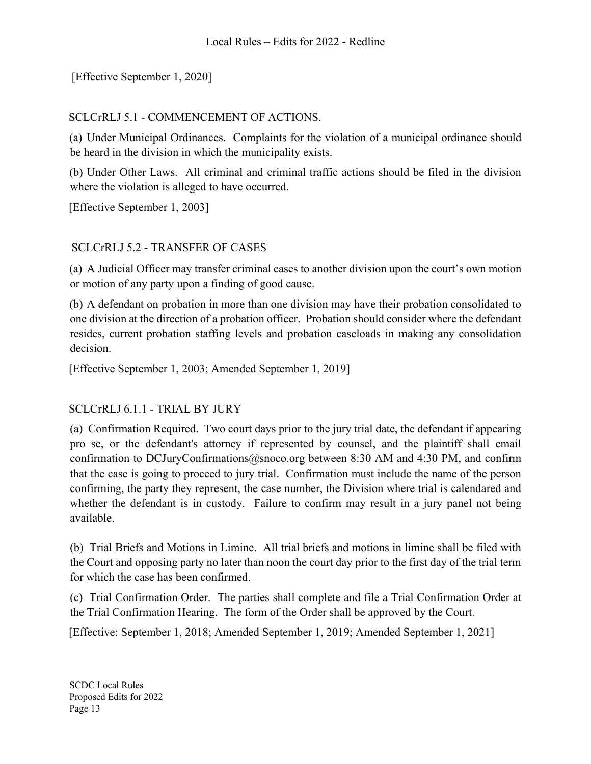[Effective September 1, 2020]

## SCLCrRLJ 5.1 - COMMENCEMENT OF ACTIONS.

(a) Under Municipal Ordinances. Complaints for the violation of a municipal ordinance should be heard in the division in which the municipality exists.

(b) Under Other Laws. All criminal and criminal traffic actions should be filed in the division where the violation is alleged to have occurred.

[Effective September 1, 2003]

## SCLCrRLJ 5.2 - TRANSFER OF CASES

(a) A Judicial Officer may transfer criminal cases to another division upon the court's own motion or motion of any party upon a finding of good cause.

(b) A defendant on probation in more than one division may have their probation consolidated to one division at the direction of a probation officer. Probation should consider where the defendant resides, current probation staffing levels and probation caseloads in making any consolidation decision.

[Effective September 1, 2003; Amended September 1, 2019]

## SCLCrRLJ 6.1.1 - TRIAL BY JURY

(a) Confirmation Required. Two court days prior to the jury trial date, the defendant if appearing pro se, or the defendant's attorney if represented by counsel, and the plaintiff shall email confirmation to DCJuryConfirmations@snoco.org between 8:30 AM and 4:30 PM, and confirm that the case is going to proceed to jury trial. Confirmation must include the name of the person confirming, the party they represent, the case number, the Division where trial is calendared and whether the defendant is in custody. Failure to confirm may result in a jury panel not being available.

(b) Trial Briefs and Motions in Limine. All trial briefs and motions in limine shall be filed with the Court and opposing party no later than noon the court day prior to the first day of the trial term for which the case has been confirmed.

(c) Trial Confirmation Order. The parties shall complete and file a Trial Confirmation Order at the Trial Confirmation Hearing. The form of the Order shall be approved by the Court.

[Effective: September 1, 2018; Amended September 1, 2019; Amended September 1, 2021]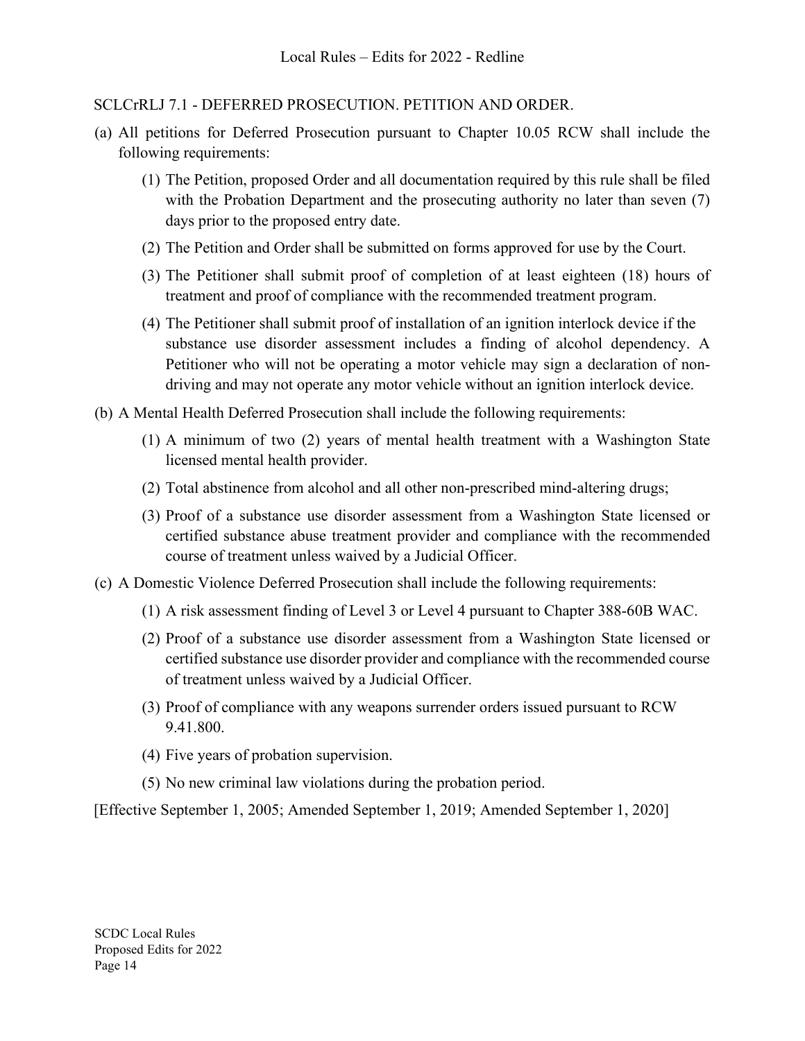## SCLCrRLJ 7.1 - DEFERRED PROSECUTION. PETITION AND ORDER.

(a) All petitions for Deferred Prosecution pursuant to Chapter 10.05 RCW shall include the following requirements:

   (1) The Petition, proposed Order and all documentation required by this rule shall be filed with the Probation Department and the prosecuting authority no later than seven (7) days prior to the proposed entry date.

   (2) The Petition and Order shall be submitted on forms approved for use by the Court.

   (3) The Petitioner shall submit proof of completion of at least eighteen (18) hours of treatment and proof of compliance with the recommended treatment program.

   (4) The Petitioner shall submit proof of installation of an ignition interlock device if the substance use disorder assessment includes a finding of alcohol dependency. A Petitioner who will not be operating a motor vehicle may sign a declaration of non-driving and may not operate any motor vehicle without an ignition interlock device.

(b) A Mental Health Deferred Prosecution shall include the following requirements:

   (1) A minimum of two (2) years of mental health treatment with a Washington State licensed mental health provider.

   (2) Total abstinence from alcohol and all other non-prescribed mind-altering drugs;

   (3) Proof of a substance use disorder assessment from a Washington State licensed or certified substance abuse treatment provider and compliance with the recommended course of treatment unless waived by a Judicial Officer.

(c) A Domestic Violence Deferred Prosecution shall include the following requirements:

   (1) A risk assessment finding of Level 3 or Level 4 pursuant to Chapter 388-60B WAC.

   (2) Proof of a substance use disorder assessment from a Washington State licensed or certified substance use disorder provider and compliance with the recommended course of treatment unless waived by a Judicial Officer.

   (3) Proof of compliance with any weapons surrender orders issued pursuant to RCW 9.41.800.

   (4) Five years of probation supervision.

   (5) No new criminal law violations during the probation period.

[Effective September 1, 2005; Amended September 1, 2019; Amended September 1, 2020]